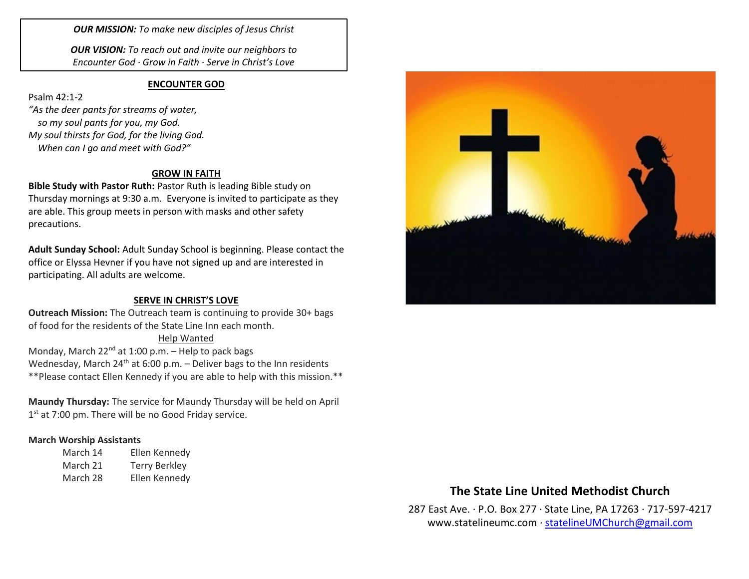***OUR MISSION:*** *To make new disciples of Jesus Christ*

***OUR VISION:*** *To reach out and invite our neighbors to Encounter God · Grow in Faith · Serve in Christ's Love*

## ENCOUNTER GOD

Psalm 42:1-2

*"As the deer pants for streams of water,*
*so my soul pants for you, my God.*
*My soul thirsts for God, for the living God.*
*When can I go and meet with God?"*

## GROW IN FAITH

**Bible Study with Pastor Ruth:** Pastor Ruth is leading Bible study on Thursday mornings at 9:30 a.m. Everyone is invited to participate as they are able. This group meets in person with masks and other safety precautions.

**Adult Sunday School:** Adult Sunday School is beginning. Please contact the office or Elyssa Hevner if you have not signed up and are interested in participating. All adults are welcome.

## SERVE IN CHRIST'S LOVE

**Outreach Mission:** The Outreach team is continuing to provide 30+ bags of food for the residents of the State Line Inn each month.

Help Wanted

Monday, March 22nd at 1:00 p.m. – Help to pack bags
Wednesday, March 24th at 6:00 p.m. – Deliver bags to the Inn residents
**Please contact Ellen Kennedy if you are able to help with this mission.**

**Maundy Thursday:** The service for Maundy Thursday will be held on April 1st at 7:00 pm. There will be no Good Friday service.

**March Worship Assistants**

| Date | Assistant |
|---|---|
| March 14 | Ellen Kennedy |
| March 21 | Terry Berkley |
| March 28 | Ellen Kennedy |

## The State Line United Methodist Church

287 East Ave. · P.O. Box 277 · State Line, PA 17263 · 717-597-4217
www.statelineumc.com · statelineUMChurch@gmail.com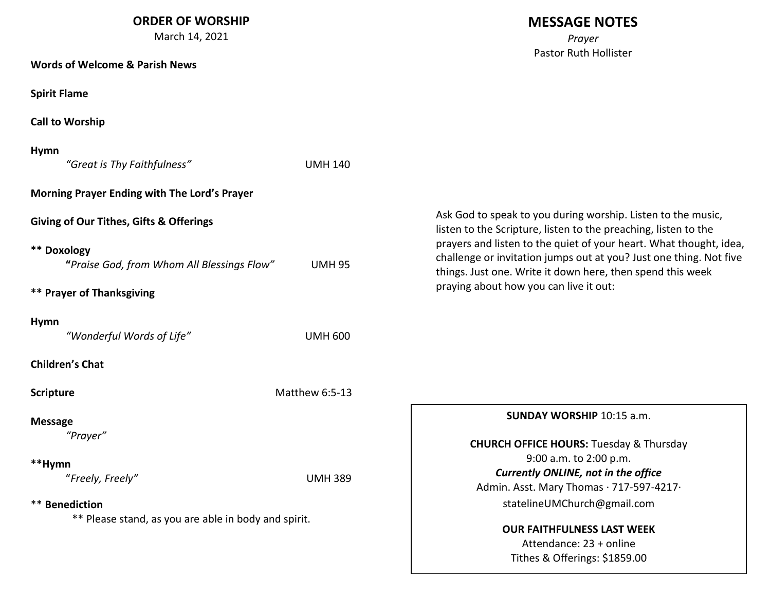## ORDER OF WORSHIP

March 14, 2021

**Words of Welcome & Parish News**

**Spirit Flame**

**Call to Worship**

**Hymn**
*"Great is Thy Faithfulness"* UMH 140

**Morning Prayer Ending with The Lord's Prayer**

**Giving of Our Tithes, Gifts & Offerings**

**\*\* Doxology**
**"***Praise God, from Whom All Blessings Flow"* UMH 95

**\*\* Prayer of Thanksgiving**

**Hymn**
*"Wonderful Words of Life"* UMH 600

**Children's Chat**

**Scripture** Matthew 6:5-13

**Message**
*"Prayer"*

**\*\*Hymn**
"*Freely, Freely"* UMH 389

\*\* **Benediction**
\*\* Please stand, as you are able in body and spirit.

## MESSAGE NOTES

*Prayer*
Pastor Ruth Hollister

Ask God to speak to you during worship. Listen to the music, listen to the Scripture, listen to the preaching, listen to the prayers and listen to the quiet of your heart. What thought, idea, challenge or invitation jumps out at you? Just one thing. Not five things. Just one. Write it down here, then spend this week praying about how you can live it out:

**SUNDAY WORSHIP** 10:15 a.m.

**CHURCH OFFICE HOURS:** Tuesday & Thursday
9:00 a.m. to 2:00 p.m.
***Currently ONLINE, not in the office***
Admin. Asst. Mary Thomas · 717-597-4217·
statelineUMChurch@gmail.com

**OUR FAITHFULNESS LAST WEEK**
Attendance: 23 + online
Tithes & Offerings: $1859.00